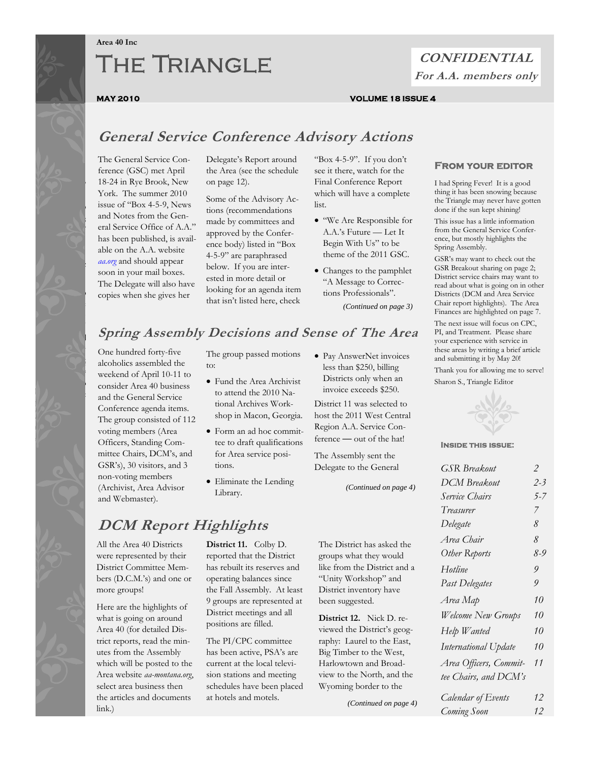Area 40 Inc

# The Triangle

**CONFIDENTIAL**
*For A.A. members only*

**MAY 2010** **VOLUME 18 ISSUE 4**

## General Service Conference Advisory Actions

The General Service Conference (GSC) met April 18-24 in Rye Brook, New York. The summer 2010 issue of "Box 4-5-9, News and Notes from the General Service Office of A.A." has been published, is available on the A.A. website *aa.org* and should appear soon in your mail boxes. The Delegate will also have copies when she gives her Delegate's Report around the Area (see the schedule on page 12).

Some of the Advisory Actions (recommendations made by committees and approved by the Conference body) listed in "Box 4-5-9" are paraphrased below. If you are interested in more detail or looking for an agenda item that isn't listed here, check "Box 4-5-9". If you don't see it there, watch for the Final Conference Report which will have a complete list.

- "We Are Responsible for A.A.'s Future — Let It Begin With Us" to be theme of the 2011 GSC.
- Changes to the pamphlet "A Message to Corrections Professionals".

*(Continued on page 3)*

## Spring Assembly Decisions and Sense of The Area

One hundred forty-five alcoholics assembled the weekend of April 10-11 to consider Area 40 business and the General Service Conference agenda items. The group consisted of 112 voting members (Area Officers, Standing Committee Chairs, DCM's, and GSR's), 30 visitors, and 3 non-voting members (Archivist, Area Advisor and Webmaster).

The group passed motions to:

- Fund the Area Archivist to attend the 2010 National Archives Workshop in Macon, Georgia.
- Form an ad hoc committee to draft qualifications for Area service positions.
- Eliminate the Lending Library.
- Pay AnswerNet invoices less than $250, billing Districts only when an invoice exceeds $250.

District 11 was selected to host the 2011 West Central Region A.A. Service Conference — out of the hat!

The Assembly sent the Delegate to the General

*(Continued on page 4)*

## DCM Report Highlights

All the Area 40 Districts were represented by their District Committee Members (D.C.M.'s) and one or more groups!

Here are the highlights of what is going on around Area 40 (for detailed District reports, read the minutes from the Assembly which will be posted to the Area website *aa-montana.org*, select area business then the articles and documents link.)

**District 11.** Colby D. reported that the District has rebuilt its reserves and operating balances since the Fall Assembly. At least 9 groups are represented at District meetings and all positions are filled.

The PI/CPC committee has been active, PSA's are current at the local television stations and meeting schedules have been placed at hotels and motels.

The District has asked the groups what they would like from the District and a "Unity Workshop" and District inventory have been suggested.

**District 12.** Nick D. reviewed the District's geography: Laurel to the East, Big Timber to the West, Harlowtown and Broadview to the North, and the Wyoming border to the

*(Continued on page 4)*

### From your editor

I had Spring Fever! It is a good thing it has been snowing because the Triangle may never have gotten done if the sun kept shining!

This issue has a little information from the General Service Conference, but mostly highlights the Spring Assembly.

GSR's may want to check out the GSR Breakout sharing on page 2; District service chairs may want to read about what is going on in other Districts (DCM and Area Service Chair report highlights). The Area Finances are highlighted on page 7.

The next issue will focus on CPC, PI, and Treatment. Please share your experience with service in these areas by writing a brief article and submitting it by May 20!

Thank you for allowing me to serve!

Sharon S., Triangle Editor

### Inside this issue:

| | |
|---|---|
| *GSR Breakout* | 2 |
| *DCM Breakout* | 2-3 |
| *Service Chairs* | 5-7 |
| *Treasurer* | 7 |
| *Delegate* | 8 |
| *Area Chair* | 8 |
| *Other Reports* | 8-9 |
| *Hotline* | 9 |
| *Past Delegates* | 9 |
| *Area Map* | 10 |
| *Welcome New Groups* | 10 |
| *Help Wanted* | 10 |
| *International Update* | 10 |
| *Area Officers, Committee Chairs, and DCM's* | 11 |
| *Calendar of Events* | 12 |
| *Coming Soon* | 12 |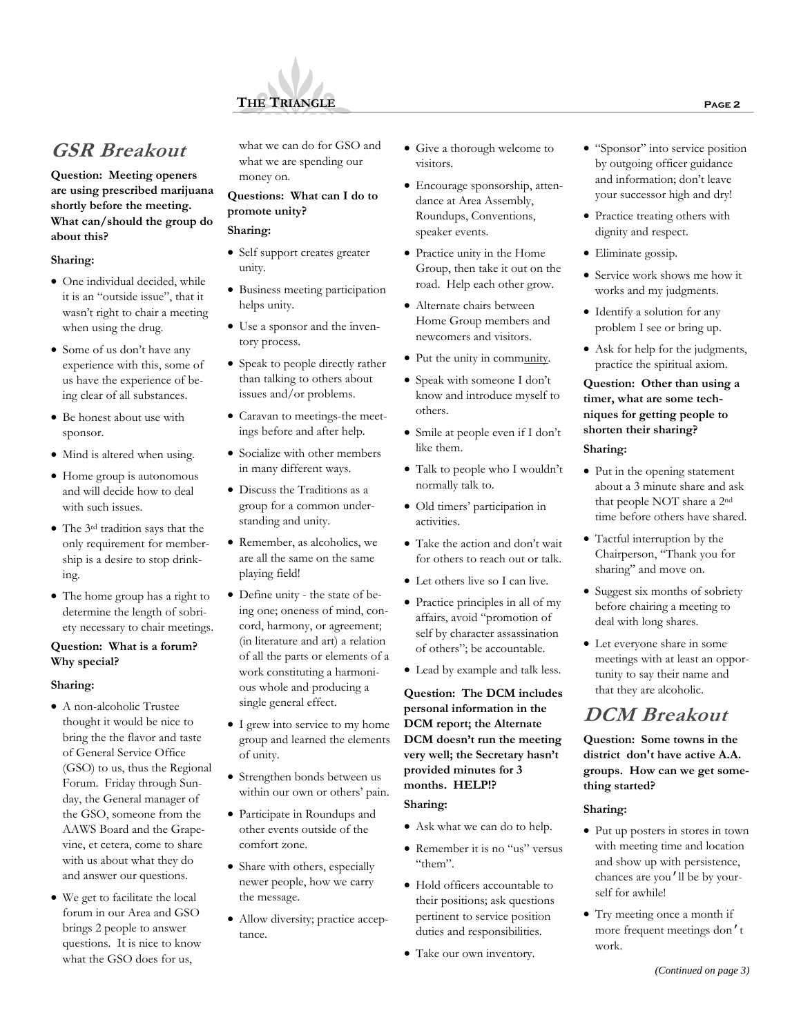## GSR Breakout

**Question: Meeting openers are using prescribed marijuana shortly before the meeting. What can/should the group do about this?**

**Sharing:**

- One individual decided, while it is an "outside issue", that it wasn't right to chair a meeting when using the drug.
- Some of us don't have any experience with this, some of us have the experience of being clear of all substances.
- Be honest about use with sponsor.
- Mind is altered when using.
- Home group is autonomous and will decide how to deal with such issues.
- The 3rd tradition says that the only requirement for membership is a desire to stop drinking.
- The home group has a right to determine the length of sobriety necessary to chair meetings.

**Question: What is a forum? Why special?**

**Sharing:**

- A non-alcoholic Trustee thought it would be nice to bring the the flavor and taste of General Service Office (GSO) to us, thus the Regional Forum. Friday through Sunday, the General manager of the GSO, someone from the AAWS Board and the Grapevine, et cetera, come to share with us about what they do and answer our questions.
- We get to facilitate the local forum in our Area and GSO brings 2 people to answer questions. It is nice to know what the GSO does for us, what we can do for GSO and what we are spending our money on.

**Questions: What can I do to promote unity?**

**Sharing:**

- Self support creates greater unity.
- Business meeting participation helps unity.
- Use a sponsor and the inventory process.
- Speak to people directly rather than talking to others about issues and/or problems.
- Caravan to meetings-the meetings before and after help.
- Socialize with other members in many different ways.
- Discuss the Traditions as a group for a common understanding and unity.
- Remember, as alcoholics, we are all the same on the same playing field!
- Define unity - the state of being one; oneness of mind, concord, harmony, or agreement; (in literature and art) a relation of all the parts or elements of a work constituting a harmonious whole and producing a single general effect.
- I grew into service to my home group and learned the elements of unity.
- Strengthen bonds between us within our own or others' pain.
- Participate in Roundups and other events outside of the comfort zone.
- Share with others, especially newer people, how we carry the message.
- Allow diversity; practice acceptance.
- Give a thorough welcome to visitors.
- Encourage sponsorship, attendance at Area Assembly, Roundups, Conventions, speaker events.
- Practice unity in the Home Group, then take it out on the road. Help each other grow.
- Alternate chairs between Home Group members and newcomers and visitors.
- Put the unity in comm<u>unity</u>.
- Speak with someone I don't know and introduce myself to others.
- Smile at people even if I don't like them.
- Talk to people who I wouldn't normally talk to.
- Old timers' participation in activities.
- Take the action and don't wait for others to reach out or talk.
- Let others live so I can live.
- Practice principles in all of my affairs, avoid "promotion of self by character assassination of others"; be accountable.
- Lead by example and talk less.

**Question: The DCM includes personal information in the DCM report; the Alternate DCM doesn't run the meeting very well; the Secretary hasn't provided minutes for 3 months. HELP!?**

**Sharing:**

- Ask what we can do to help.
- Remember it is no "us" versus "them".
- Hold officers accountable to their positions; ask questions pertinent to service position duties and responsibilities.
- Take our own inventory.
- "Sponsor" into service position by outgoing officer guidance and information; don't leave your successor high and dry!
- Practice treating others with dignity and respect.
- Eliminate gossip.
- Service work shows me how it works and my judgments.
- Identify a solution for any problem I see or bring up.
- Ask for help for the judgments, practice the spiritual axiom.

**Question: Other than using a timer, what are some techniques for getting people to shorten their sharing?**

**Sharing:**

- Put in the opening statement about a 3 minute share and ask that people NOT share a 2nd time before others have shared.
- Tactful interruption by the Chairperson, "Thank you for sharing" and move on.
- Suggest six months of sobriety before chairing a meeting to deal with long shares.
- Let everyone share in some meetings with at least an opportunity to say their name and that they are alcoholic.

## DCM Breakout

**Question: Some towns in the district don't have active A.A. groups. How can we get something started?**

**Sharing:**

- Put up posters in stores in town with meeting time and location and show up with persistence, chances are you'll be by yourself for awhile!
- Try meeting once a month if more frequent meetings don't work.

*(Continued on page 3)*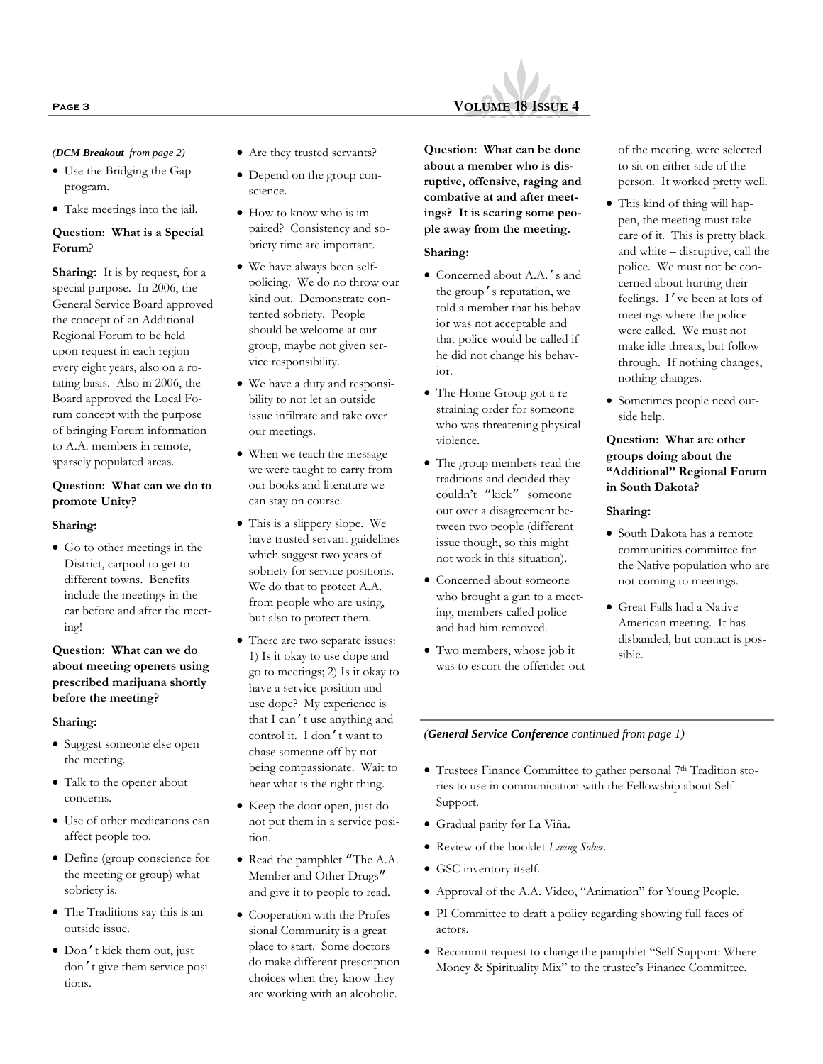*(**DCM Breakout** from page 2)*

- Use the Bridging the Gap program.
- Take meetings into the jail.

**Question: What is a Special Forum?**

**Sharing:** It is by request, for a special purpose. In 2006, the General Service Board approved the concept of an Additional Regional Forum to be held upon request in each region every eight years, also on a rotating basis. Also in 2006, the Board approved the Local Forum concept with the purpose of bringing Forum information to A.A. members in remote, sparsely populated areas.

**Question: What can we do to promote Unity?**

**Sharing:**

- Go to other meetings in the District, carpool to get to different towns. Benefits include the meetings in the car before and after the meeting!

**Question: What can we do about meeting openers using prescribed marijuana shortly before the meeting?**

**Sharing:**

- Suggest someone else open the meeting.
- Talk to the opener about concerns.
- Use of other medications can affect people too.
- Define (group conscience for the meeting or group) what sobriety is.
- The Traditions say this is an outside issue.
- Don't kick them out, just don't give them service positions.
- Are they trusted servants?
- Depend on the group conscience.
- How to know who is impaired? Consistency and sobriety time are important.
- We have always been self-policing. We do no throw our kind out. Demonstrate contented sobriety. People should be welcome at our group, maybe not given service responsibility.
- We have a duty and responsibility to not let an outside issue infiltrate and take over our meetings.
- When we teach the message we were taught to carry from our books and literature we can stay on course.
- This is a slippery slope. We have trusted servant guidelines which suggest two years of sobriety for service positions. We do that to protect A.A. from people who are using, but also to protect them.
- There are two separate issues: 1) Is it okay to use dope and go to meetings; 2) Is it okay to have a service position and use dope? My experience is that I can't use anything and control it. I don't want to chase someone off by not being compassionate. Wait to hear what is the right thing.
- Keep the door open, just do not put them in a service position.
- Read the pamphlet "The A.A. Member and Other Drugs" and give it to people to read.
- Cooperation with the Professional Community is a great place to start. Some doctors do make different prescription choices when they know they are working with an alcoholic.

**Question: What can be done about a member who is disruptive, offensive, raging and combative at and after meetings? It is scaring some people away from the meeting.**

**Sharing:**

- Concerned about A.A.'s and the group's reputation, we told a member that his behavior was not acceptable and that police would be called if he did not change his behavior.
- The Home Group got a restraining order for someone who was threatening physical violence.
- The group members read the traditions and decided they couldn't "kick" someone out over a disagreement between two people (different issue though, so this might not work in this situation).
- Concerned about someone who brought a gun to a meeting, members called police and had him removed.
- Two members, whose job it was to escort the offender out of the meeting, were selected to sit on either side of the person. It worked pretty well.
- This kind of thing will happen, the meeting must take care of it. This is pretty black and white – disruptive, call the police. We must not be concerned about hurting their feelings. I've been at lots of meetings where the police were called. We must not make idle threats, but follow through. If nothing changes, nothing changes.
- Sometimes people need outside help.

**Question: What are other groups doing about the "Additional" Regional Forum in South Dakota?**

**Sharing:**

- South Dakota has a remote communities committee for the Native population who are not coming to meetings.
- Great Falls had a Native American meeting. It has disbanded, but contact is possible.

---

*(**General Service Conference** continued from page 1)*

- Trustees Finance Committee to gather personal 7th Tradition stories to use in communication with the Fellowship about Self-Support.
- Gradual parity for La Viña.
- Review of the booklet *Living Sober*.
- GSC inventory itself.
- Approval of the A.A. Video, "Animation" for Young People.
- PI Committee to draft a policy regarding showing full faces of actors.
- Recommit request to change the pamphlet "Self-Support: Where Money & Spirituality Mix" to the trustee's Finance Committee.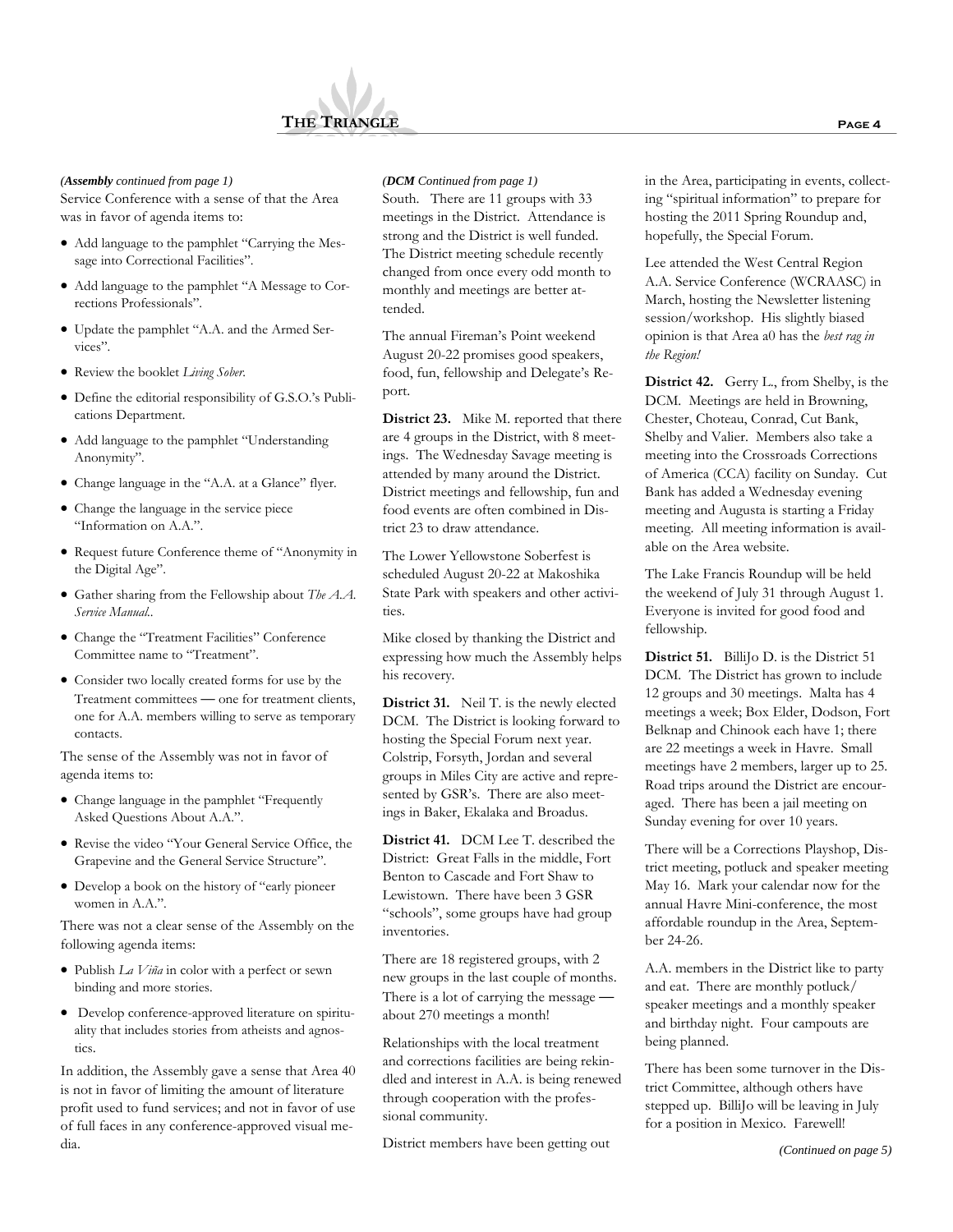*(**Assembly** continued from page 1)*

Service Conference with a sense of that the Area was in favor of agenda items to:

- Add language to the pamphlet "Carrying the Message into Correctional Facilities".
- Add language to the pamphlet "A Message to Corrections Professionals".
- Update the pamphlet "A.A. and the Armed Services".
- Review the booklet *Living Sober.*
- Define the editorial responsibility of G.S.O.'s Publications Department.
- Add language to the pamphlet "Understanding Anonymity".
- Change language in the "A.A. at a Glance" flyer.
- Change the language in the service piece "Information on A.A.".
- Request future Conference theme of "Anonymity in the Digital Age".
- Gather sharing from the Fellowship about *The A.A. Service Manual.*.
- Change the "Treatment Facilities" Conference Committee name to "Treatment".
- Consider two locally created forms for use by the Treatment committees — one for treatment clients, one for A.A. members willing to serve as temporary contacts.

The sense of the Assembly was not in favor of agenda items to:

- Change language in the pamphlet "Frequently Asked Questions About A.A.".
- Revise the video "Your General Service Office, the Grapevine and the General Service Structure".
- Develop a book on the history of "early pioneer women in A.A.".

There was not a clear sense of the Assembly on the following agenda items:

- Publish *La Viña* in color with a perfect or sewn binding and more stories.
- Develop conference-approved literature on spirituality that includes stories from atheists and agnostics.

In addition, the Assembly gave a sense that Area 40 is not in favor of limiting the amount of literature profit used to fund services; and not in favor of use of full faces in any conference-approved visual media.

*(**DCM** Continued from page 1)*

South. There are 11 groups with 33 meetings in the District. Attendance is strong and the District is well funded. The District meeting schedule recently changed from once every odd month to monthly and meetings are better attended.

The annual Fireman's Point weekend August 20-22 promises good speakers, food, fun, fellowship and Delegate's Report.

**District 23.** Mike M. reported that there are 4 groups in the District, with 8 meetings. The Wednesday Savage meeting is attended by many around the District. District meetings and fellowship, fun and food events are often combined in District 23 to draw attendance.

The Lower Yellowstone Soberfest is scheduled August 20-22 at Makoshika State Park with speakers and other activities.

Mike closed by thanking the District and expressing how much the Assembly helps his recovery.

**District 31.** Neil T. is the newly elected DCM. The District is looking forward to hosting the Special Forum next year. Colstrip, Forsyth, Jordan and several groups in Miles City are active and represented by GSR's. There are also meetings in Baker, Ekalaka and Broadus.

**District 41.** DCM Lee T. described the District: Great Falls in the middle, Fort Benton to Cascade and Fort Shaw to Lewistown. There have been 3 GSR "schools", some groups have had group inventories.

There are 18 registered groups, with 2 new groups in the last couple of months. There is a lot of carrying the message — about 270 meetings a month!

Relationships with the local treatment and corrections facilities are being rekindled and interest in A.A. is being renewed through cooperation with the professional community.

District members have been getting out in the Area, participating in events, collecting "spiritual information" to prepare for hosting the 2011 Spring Roundup and, hopefully, the Special Forum.

Lee attended the West Central Region A.A. Service Conference (WCRAASC) in March, hosting the Newsletter listening session/workshop. His slightly biased opinion is that Area a0 has the *best rag in the Region!*

**District 42.** Gerry L., from Shelby, is the DCM. Meetings are held in Browning, Chester, Choteau, Conrad, Cut Bank, Shelby and Valier. Members also take a meeting into the Crossroads Corrections of America (CCA) facility on Sunday. Cut Bank has added a Wednesday evening meeting and Augusta is starting a Friday meeting. All meeting information is available on the Area website.

The Lake Francis Roundup will be held the weekend of July 31 through August 1. Everyone is invited for good food and fellowship.

**District 51.** BilliJo D. is the District 51 DCM. The District has grown to include 12 groups and 30 meetings. Malta has 4 meetings a week; Box Elder, Dodson, Fort Belknap and Chinook each have 1; there are 22 meetings a week in Havre. Small meetings have 2 members, larger up to 25. Road trips around the District are encouraged. There has been a jail meeting on Sunday evening for over 10 years.

There will be a Corrections Playshop, District meeting, potluck and speaker meeting May 16. Mark your calendar now for the annual Havre Mini-conference, the most affordable roundup in the Area, September 24-26.

A.A. members in the District like to party and eat. There are monthly potluck/ speaker meetings and a monthly speaker and birthday night. Four campouts are being planned.

There has been some turnover in the District Committee, although others have stepped up. BilliJo will be leaving in July for a position in Mexico. Farewell!

*(Continued on page 5)*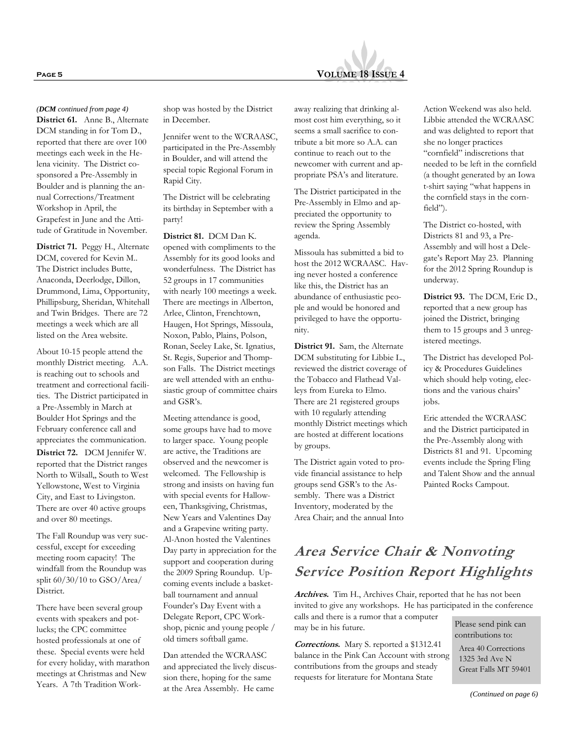*(DCM continued from page 4)*

**District 61.** Anne B., Alternate DCM standing in for Tom D., reported that there are over 100 meetings each week in the Helena vicinity. The District co-sponsored a Pre-Assembly in Boulder and is planning the annual Corrections/Treatment Workshop in April, the Grapefest in June and the Attitude of Gratitude in November.

**District 71.** Peggy H., Alternate DCM, covered for Kevin M.. The District includes Butte, Anaconda, Deerlodge, Dillon, Drummond, Lima, Opportunity, Phillipsburg, Sheridan, Whitehall and Twin Bridges. There are 72 meetings a week which are all listed on the Area website.

About 10-15 people attend the monthly District meeting. A.A. is reaching out to schools and treatment and correctional facilities. The District participated in a Pre-Assembly in March at Boulder Hot Springs and the February conference call and appreciates the communication.

**District 72.** DCM Jennifer W. reported that the District ranges North to Wilsall,, South to West Yellowstone, West to Virginia City, and East to Livingston. There are over 40 active groups and over 80 meetings.

The Fall Roundup was very successful, except for exceeding meeting room capacity! The windfall from the Roundup was split 60/30/10 to GSO/Area/District.

There have been several group events with speakers and potlucks; the CPC committee hosted professionals at one of these. Special events were held for every holiday, with marathon meetings at Christmas and New Years. A 7th Tradition Workshop was hosted by the District in December.

Jennifer went to the WCRAASC, participated in the Pre-Assembly in Boulder, and will attend the special topic Regional Forum in Rapid City.

The District will be celebrating its birthday in September with a party!

**District 81.** DCM Dan K. opened with compliments to the Assembly for its good looks and wonderfulness. The District has 52 groups in 17 communities with nearly 100 meetings a week. There are meetings in Alberton, Arlee, Clinton, Frenchtown, Haugen, Hot Springs, Missoula, Noxon, Pablo, Plains, Polson, Ronan, Seeley Lake, St. Ignatius, St. Regis, Superior and Thompson Falls. The District meetings are well attended with an enthusiastic group of committee chairs and GSR's.

Meeting attendance is good, some groups have had to move to larger space. Young people are active, the Traditions are observed and the newcomer is welcomed. The Fellowship is strong and insists on having fun with special events for Halloween, Thanksgiving, Christmas, New Years and Valentines Day and a Grapevine writing party. Al-Anon hosted the Valentines Day party in appreciation for the support and cooperation during the 2009 Spring Roundup. Upcoming events include a basketball tournament and annual Founder's Day Event with a Delegate Report, CPC Workshop, picnic and young people / old timers softball game.

Dan attended the WCRAASC and appreciated the lively discussion there, hoping for the same at the Area Assembly. He came away realizing that drinking almost cost him everything, so it seems a small sacrifice to contribute a bit more so A.A. can continue to reach out to the newcomer with current and appropriate PSA's and literature.

The District participated in the Pre-Assembly in Elmo and appreciated the opportunity to review the Spring Assembly agenda.

Missoula has submitted a bid to host the 2012 WCRAASC. Having never hosted a conference like this, the District has an abundance of enthusiastic people and would be honored and privileged to have the opportunity.

**District 91.** Sam, the Alternate DCM substituting for Libbie L., reviewed the district coverage of the Tobacco and Flathead Valleys from Eureka to Elmo. There are 21 registered groups with 10 regularly attending monthly District meetings which are hosted at different locations by groups.

The District again voted to provide financial assistance to help groups send GSR's to the Assembly. There was a District Inventory, moderated by the Area Chair; and the annual Into Action Weekend was also held. Libbie attended the WCRAASC and was delighted to report that she no longer practices "cornfield" indiscretions that needed to be left in the cornfield (a thought generated by an Iowa t-shirt saying "what happens in the cornfield stays in the cornfield").

The District co-hosted, with Districts 81 and 93, a Pre-Assembly and will host a Delegate's Report May 23. Planning for the 2012 Spring Roundup is underway.

**District 93.** The DCM, Eric D., reported that a new group has joined the District, bringing them to 15 groups and 3 unregistered meetings.

The District has developed Policy & Procedures Guidelines which should help voting, elections and the various chairs' jobs.

Eric attended the WCRAASC and the District participated in the Pre-Assembly along with Districts 81 and 91. Upcoming events include the Spring Fling and Talent Show and the annual Painted Rocks Campout.

## Area Service Chair & Nonvoting Service Position Report Highlights

***Archives.*** Tim H., Archives Chair, reported that he has not been invited to give any workshops. He has participated in the conference calls and there is a rumor that a computer may be in his future.

***Corrections.*** Mary S. reported a $1312.41 balance in the Pink Can Account with strong contributions from the groups and steady requests for literature for Montana State

Please send pink can contributions to:
Area 40 Corrections
1325 3rd Ave N
Great Falls MT 59401

*(Continued on page 6)*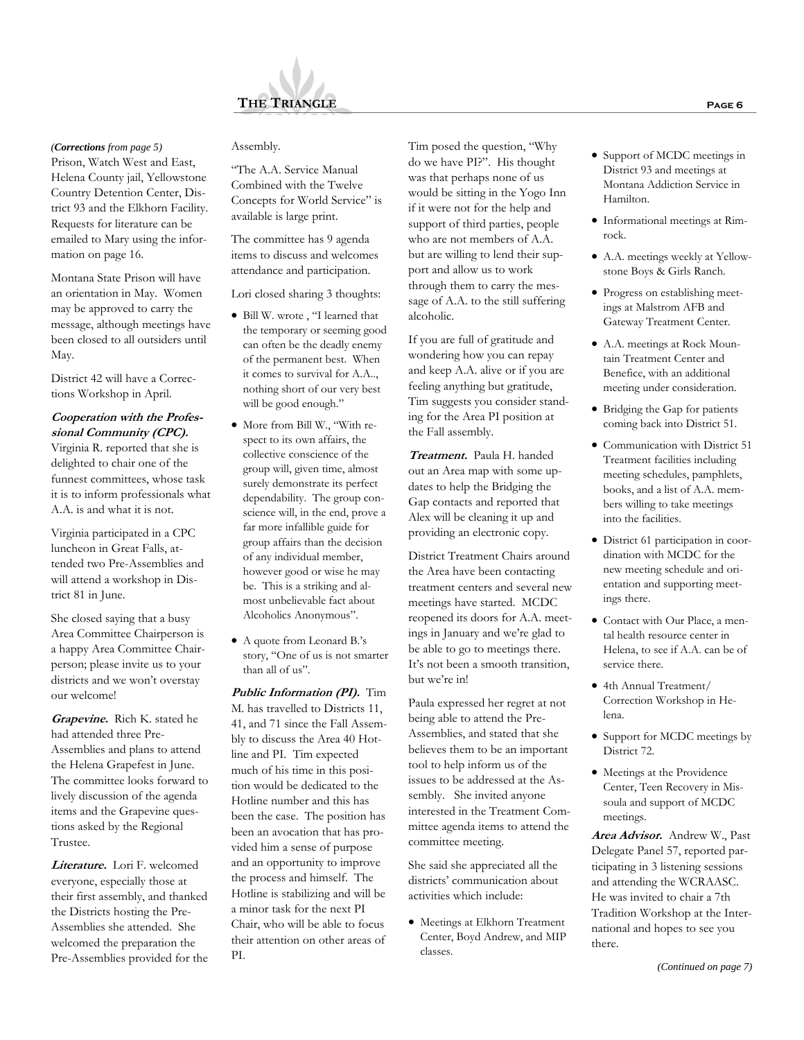*(**Corrections** from page 5)*
Prison, Watch West and East, Helena County jail, Yellowstone Country Detention Center, District 93 and the Elkhorn Facility. Requests for literature can be emailed to Mary using the information on page 16.

Montana State Prison will have an orientation in May. Women may be approved to carry the message, although meetings have been closed to all outsiders until May.

District 42 will have a Corrections Workshop in April.

***Cooperation with the Professional Community (CPC).*** Virginia R. reported that she is delighted to chair one of the funnest committees, whose task it is to inform professionals what A.A. is and what it is not.

Virginia participated in a CPC luncheon in Great Falls, attended two Pre-Assemblies and will attend a workshop in District 81 in June.

She closed saying that a busy Area Committee Chairperson is a happy Area Committee Chairperson; please invite us to your districts and we won't overstay our welcome!

***Grapevine.*** Rich K. stated he had attended three Pre-Assemblies and plans to attend the Helena Grapefest in June. The committee looks forward to lively discussion of the agenda items and the Grapevine questions asked by the Regional Trustee.

***Literature.*** Lori F. welcomed everyone, especially those at their first assembly, and thanked the Districts hosting the Pre-Assemblies she attended. She welcomed the preparation the Pre-Assemblies provided for the Assembly.

"The A.A. Service Manual Combined with the Twelve Concepts for World Service" is available is large print.

The committee has 9 agenda items to discuss and welcomes attendance and participation.

Lori closed sharing 3 thoughts:

- Bill W. wrote , "I learned that the temporary or seeming good can often be the deadly enemy of the permanent best. When it comes to survival for A.A.., nothing short of our very best will be good enough."
- More from Bill W., "With respect to its own affairs, the collective conscience of the group will, given time, almost surely demonstrate its perfect dependability. The group conscience will, in the end, prove a far more infallible guide for group affairs than the decision of any individual member, however good or wise he may be. This is a striking and almost unbelievable fact about Alcoholics Anonymous".
- A quote from Leonard B.'s story, "One of us is not smarter than all of us".

***Public Information (PI).*** Tim M. has travelled to Districts 11, 41, and 71 since the Fall Assembly to discuss the Area 40 Hotline and PI. Tim expected much of his time in this position would be dedicated to the Hotline number and this has been the case. The position has been an avocation that has provided him a sense of purpose and an opportunity to improve the process and himself. The Hotline is stabilizing and will be a minor task for the next PI Chair, who will be able to focus their attention on other areas of PI.

Tim posed the question, "Why do we have PI?". His thought was that perhaps none of us would be sitting in the Yogo Inn if it were not for the help and support of third parties, people who are not members of A.A. but are willing to lend their support and allow us to work through them to carry the message of A.A. to the still suffering alcoholic.

If you are full of gratitude and wondering how you can repay and keep A.A. alive or if you are feeling anything but gratitude, Tim suggests you consider standing for the Area PI position at the Fall assembly.

***Treatment.*** Paula H. handed out an Area map with some updates to help the Bridging the Gap contacts and reported that Alex will be cleaning it up and providing an electronic copy.

District Treatment Chairs around the Area have been contacting treatment centers and several new meetings have started. MCDC reopened its doors for A.A. meetings in January and we're glad to be able to go to meetings there. It's not been a smooth transition, but we're in!

Paula expressed her regret at not being able to attend the Pre-Assemblies, and stated that she believes them to be an important tool to help inform us of the issues to be addressed at the Assembly. She invited anyone interested in the Treatment Committee agenda items to attend the committee meeting.

She said she appreciated all the districts' communication about activities which include:

- Meetings at Elkhorn Treatment Center, Boyd Andrew, and MIP classes.
- Support of MCDC meetings in District 93 and meetings at Montana Addiction Service in Hamilton.
- Informational meetings at Rimrock.
- A.A. meetings weekly at Yellowstone Boys & Girls Ranch.
- Progress on establishing meetings at Malstrom AFB and Gateway Treatment Center.
- A.A. meetings at Rock Mountain Treatment Center and Benefice, with an additional meeting under consideration.
- Bridging the Gap for patients coming back into District 51.
- Communication with District 51 Treatment facilities including meeting schedules, pamphlets, books, and a list of A.A. members willing to take meetings into the facilities.
- District 61 participation in coordination with MCDC for the new meeting schedule and orientation and supporting meetings there.
- Contact with Our Place, a mental health resource center in Helena, to see if A.A. can be of service there.
- 4th Annual Treatment/ Correction Workshop in Helena.
- Support for MCDC meetings by District 72.
- Meetings at the Providence Center, Teen Recovery in Missoula and support of MCDC meetings.

***Area Advisor.*** Andrew W., Past Delegate Panel 57, reported participating in 3 listening sessions and attending the WCRAASC. He was invited to chair a 7th Tradition Workshop at the International and hopes to see you there.

*(Continued on page 7)*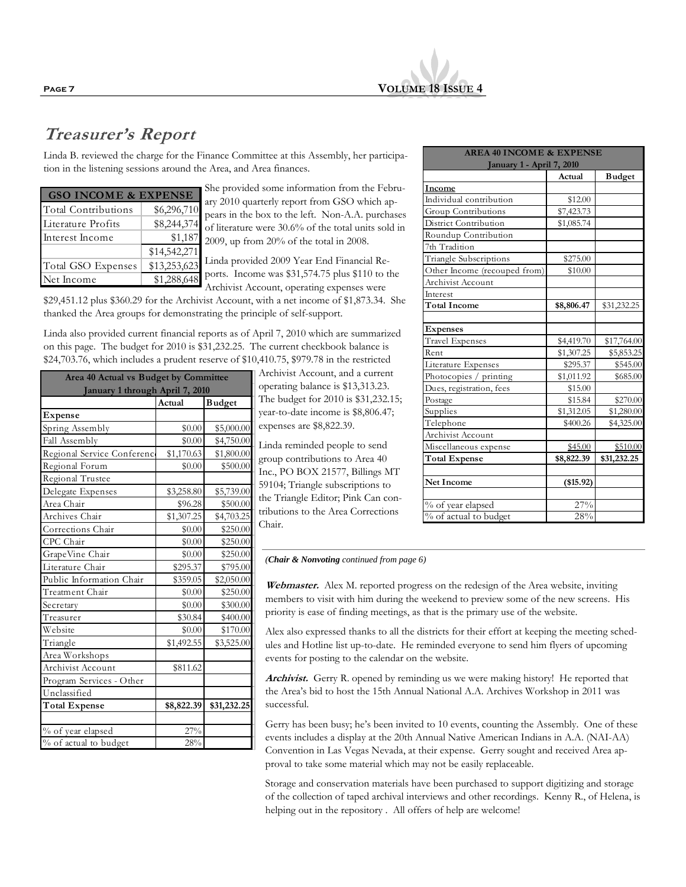## *Treasurer's Report*

Linda B. reviewed the charge for the Finance Committee at this Assembly, her participation in the listening sessions around the Area, and Area finances.

| GSO INCOME & EXPENSE | |
|---|---|
| Total Contributions | $6,296,710 |
| Literature Profits | $8,244,374 |
| Interest Income | $1,187 |
| | $14,542,271 |
| Total GSO Expenses | $13,253,623 |
| Net Income | $1,288,648 |

She provided some information from the February 2010 quarterly report from GSO which appears in the box to the left. Non-A.A. purchases of literature were 30.6% of the total units sold in 2009, up from 20% of the total in 2008.

Linda provided 2009 Year End Financial Reports. Income was $31,574.75 plus $110 to the Archivist Account, operating expenses were $29,451.12 plus $360.29 for the Archivist Account, with a net income of $1,873.34. She thanked the Area groups for demonstrating the principle of self-support.

Linda also provided current financial reports as of April 7, 2010 which are summarized on this page. The budget for 2010 is $31,232.25. The current checkbook balance is $24,703.76, which includes a prudent reserve of $10,410.75, $979.78 in the restricted Archivist Account, and a current operating balance is $13,313.23. The budget for 2010 is $31,232.15; year-to-date income is $8,806.47; expenses are $8,822.39.

Linda reminded people to send group contributions to Area 40 Inc., PO BOX 21577, Billings MT 59104; Triangle subscriptions to the Triangle Editor; Pink Can contributions to the Area Corrections Chair.

| Area 40 Actual vs Budget by Committee January 1 through April 7, 2010 | | |
|---|---|---|
| | Actual | Budget |
| **Expense** | | |
| Spring Assembly | $0.00 | $5,000.00 |
| Fall Assembly | $0.00 | $4,750.00 |
| Regional Service Conference | $1,170.63 | $1,800.00 |
| Regional Forum | $0.00 | $500.00 |
| Regional Trustee | | |
| Delegate Expenses | $3,258.80 | $5,739.00 |
| Area Chair | $96.28 | $500.00 |
| Archives Chair | $1,307.25 | $4,703.25 |
| Corrections Chair | $0.00 | $250.00 |
| CPC Chair | $0.00 | $250.00 |
| GrapeVine Chair | $0.00 | $250.00 |
| Literature Chair | $295.37 | $795.00 |
| Public Information Chair | $359.05 | $2,050.00 |
| Treatment Chair | $0.00 | $250.00 |
| Secretary | $0.00 | $300.00 |
| Treasurer | $30.84 | $400.00 |
| Website | $0.00 | $170.00 |
| Triangle | $1,492.55 | $3,525.00 |
| Area Workshops | | |
| Archivist Account | $811.62 | |
| Program Services - Other | | |
| Unclassified | | |
| **Total Expense** | **$8,822.39** | **$31,232.25** |
| | | |
| % of year elapsed | 27% | |
| % of actual to budget | 28% | |

| AREA 40 INCOME & EXPENSE January 1 - April 7, 2010 | | |
|---|---|---|
| | Actual | Budget |
| **Income** | | |
| Individual contribution | $12.00 | |
| Group Contributions | $7,423.73 | |
| District Contribution | $1,085.74 | |
| Roundup Contribution | | |
| 7th Tradition | | |
| Triangle Subscriptions | $275.00 | |
| Other Income (recouped from) | $10.00 | |
| Archivist Account | | |
| Interest | | |
| **Total Income** | **$8,806.47** | $31,232.25 |
| | | |
| **Expenses** | | |
| Travel Expenses | $4,419.70 | $17,764.00 |
| Rent | $1,307.25 | $5,853.25 |
| Literature Expenses | $295.37 | $545.00 |
| Photocopies / printing | $1,011.92 | $685.00 |
| Dues, registration, fees | $15.00 | |
| Postage | $15.84 | $270.00 |
| Supplies | $1,312.05 | $1,280.00 |
| Telephone | $400.26 | $4,325.00 |
| Archivist Account | | |
| Miscellaneous expense | $45.00 | $510.00 |
| **Total Expense** | **$8,822.39** | **$31,232.25** |
| | | |
| **Net Income** | **($15.92)** | |
| | | |
| % of year elapsed | 27% | |
| % of actual to budget | 28% | |

*(**Chair & Nonvoting** continued from page 6)*

***Webmaster.*** Alex M. reported progress on the redesign of the Area website, inviting members to visit with him during the weekend to preview some of the new screens. His priority is ease of finding meetings, as that is the primary use of the website.

Alex also expressed thanks to all the districts for their effort at keeping the meeting schedules and Hotline list up-to-date. He reminded everyone to send him flyers of upcoming events for posting to the calendar on the website.

***Archivist.*** Gerry R. opened by reminding us we were making history! He reported that the Area's bid to host the 15th Annual National A.A. Archives Workshop in 2011 was successful.

Gerry has been busy; he's been invited to 10 events, counting the Assembly. One of these events includes a display at the 20th Annual Native American Indians in A.A. (NAI-AA) Convention in Las Vegas Nevada, at their expense. Gerry sought and received Area approval to take some material which may not be easily replaceable.

Storage and conservation materials have been purchased to support digitizing and storage of the collection of taped archival interviews and other recordings. Kenny R., of Helena, is helping out in the repository . All offers of help are welcome!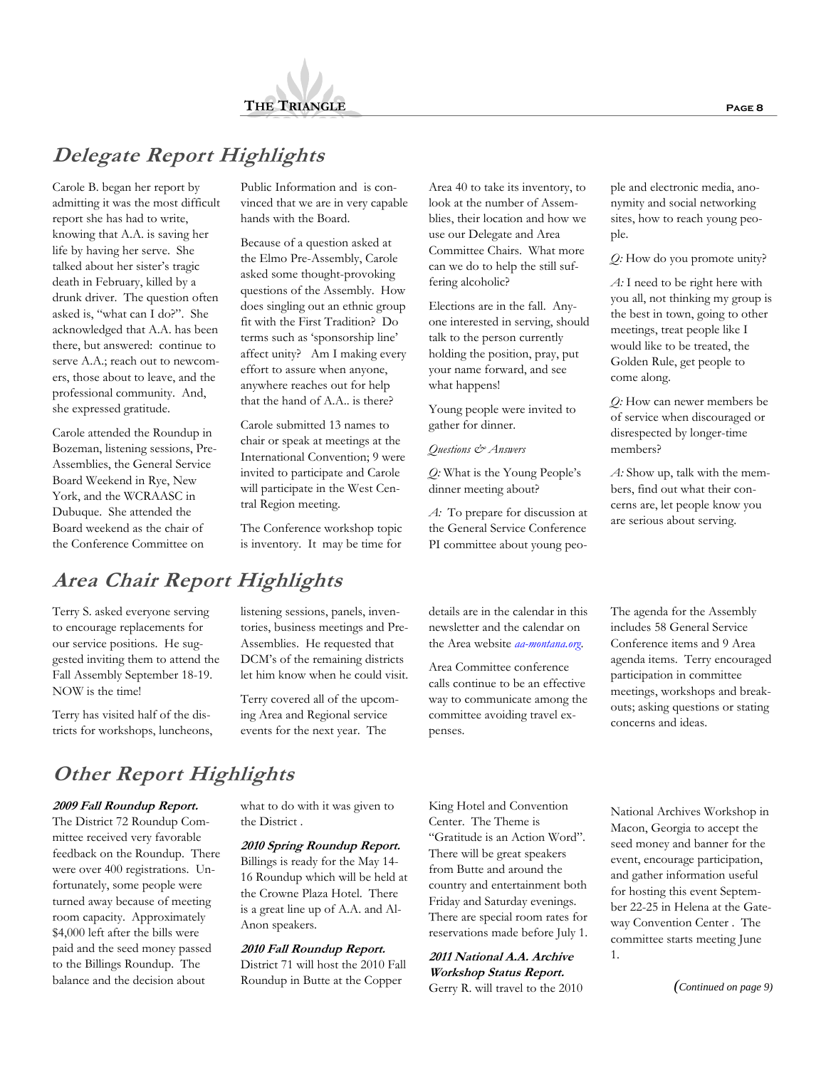## Delegate Report Highlights

Carole B. began her report by admitting it was the most difficult report she has had to write, knowing that A.A. is saving her life by having her serve. She talked about her sister's tragic death in February, killed by a drunk driver. The question often asked is, "what can I do?". She acknowledged that A.A. has been there, but answered: continue to serve A.A.; reach out to newcomers, those about to leave, and the professional community. And, she expressed gratitude.

Carole attended the Roundup in Bozeman, listening sessions, Pre-Assemblies, the General Service Board Weekend in Rye, New York, and the WCRAASC in Dubuque. She attended the Board weekend as the chair of the Conference Committee on Public Information and is convinced that we are in very capable hands with the Board.

Because of a question asked at the Elmo Pre-Assembly, Carole asked some thought-provoking questions of the Assembly. How does singling out an ethnic group fit with the First Tradition? Do terms such as 'sponsorship line' affect unity? Am I making every effort to assure when anyone, anywhere reaches out for help that the hand of A.A.. is there?

Carole submitted 13 names to chair or speak at meetings at the International Convention; 9 were invited to participate and Carole will participate in the West Central Region meeting.

The Conference workshop topic is inventory. It may be time for Area 40 to take its inventory, to look at the number of Assemblies, their location and how we use our Delegate and Area Committee Chairs. What more can we do to help the still suffering alcoholic?

Elections are in the fall. Anyone interested in serving, should talk to the person currently holding the position, pray, put your name forward, and see what happens!

Young people were invited to gather for dinner.

*Questions & Answers*

*Q:* What is the Young People's dinner meeting about?

*A:* To prepare for discussion at the General Service Conference PI committee about young people and electronic media, anonymity and social networking sites, how to reach young people.

*Q:* How do you promote unity?

*A:* I need to be right here with you all, not thinking my group is the best in town, going to other meetings, treat people like I would like to be treated, the Golden Rule, get people to come along.

*Q:* How can newer members be of service when discouraged or disrespected by longer-time members?

*A:* Show up, talk with the members, find out what their concerns are, let people know you are serious about serving.

## Area Chair Report Highlights

Terry S. asked everyone serving to encourage replacements for our service positions. He suggested inviting them to attend the Fall Assembly September 18-19. NOW is the time!

Terry has visited half of the districts for workshops, luncheons, listening sessions, panels, inventories, business meetings and Pre-Assemblies. He requested that DCM's of the remaining districts let him know when he could visit.

Terry covered all of the upcoming Area and Regional service events for the next year. The details are in the calendar in this newsletter and the calendar on the Area website *aa-montana.org*.

Area Committee conference calls continue to be an effective way to communicate among the committee avoiding travel expenses.

The agenda for the Assembly includes 58 General Service Conference items and 9 Area agenda items. Terry encouraged participation in committee meetings, workshops and breakouts; asking questions or stating concerns and ideas.

## Other Report Highlights

***2009 Fall Roundup Report.*** The District 72 Roundup Committee received very favorable feedback on the Roundup. There were over 400 registrations. Unfortunately, some people were turned away because of meeting room capacity. Approximately $4,000 left after the bills were paid and the seed money passed to the Billings Roundup. The balance and the decision about what to do with it was given to the District .

***2010 Spring Roundup Report.*** Billings is ready for the May 14-16 Roundup which will be held at the Crowne Plaza Hotel. There is a great line up of A.A. and Al-Anon speakers.

***2010 Fall Roundup Report.*** District 71 will host the 2010 Fall Roundup in Butte at the Copper King Hotel and Convention Center. The Theme is "Gratitude is an Action Word". There will be great speakers from Butte and around the country and entertainment both Friday and Saturday evenings. There are special room rates for reservations made before July 1.

***2011 National A.A. Archive Workshop Status Report.*** Gerry R. will travel to the 2010 National Archives Workshop in Macon, Georgia to accept the seed money and banner for the event, encourage participation, and gather information useful for hosting this event September 22-25 in Helena at the Gateway Convention Center . The committee starts meeting June 1.

*(Continued on page 9)*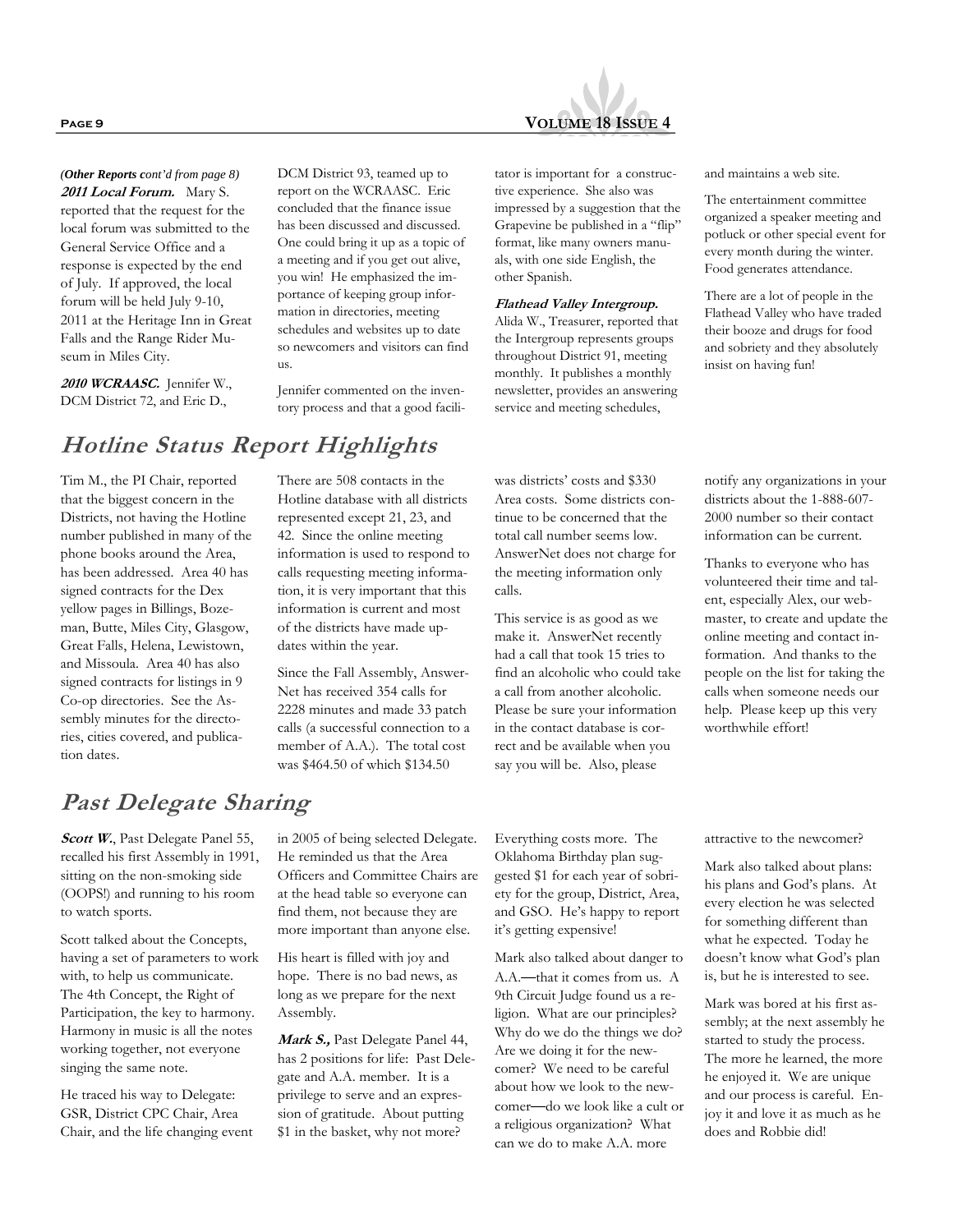*(Other Reports cont'd from page 8)*

**2011 Local Forum.** Mary S. reported that the request for the local forum was submitted to the General Service Office and a response is expected by the end of July. If approved, the local forum will be held July 9-10, 2011 at the Heritage Inn in Great Falls and the Range Rider Museum in Miles City.

**2010 WCRAASC.** Jennifer W., DCM District 72, and Eric D., DCM District 93, teamed up to report on the WCRAASC. Eric concluded that the finance issue has been discussed and discussed. One could bring it up as a topic of a meeting and if you get out alive, you win! He emphasized the importance of keeping group information in directories, meeting schedules and websites up to date so newcomers and visitors can find us.

Jennifer commented on the inventory process and that a good facilitator is important for a constructive experience. She also was impressed by a suggestion that the Grapevine be published in a "flip" format, like many owners manuals, with one side English, the other Spanish.

**Flathead Valley Intergroup.** Alida W., Treasurer, reported that the Intergroup represents groups throughout District 91, meeting monthly. It publishes a monthly newsletter, provides an answering service and meeting schedules, and maintains a web site.

The entertainment committee organized a speaker meeting and potluck or other special event for every month during the winter. Food generates attendance.

There are a lot of people in the Flathead Valley who have traded their booze and drugs for food and sobriety and they absolutely insist on having fun!

## Hotline Status Report Highlights

Tim M., the PI Chair, reported that the biggest concern in the Districts, not having the Hotline number published in many of the phone books around the Area, has been addressed. Area 40 has signed contracts for the Dex yellow pages in Billings, Bozeman, Butte, Miles City, Glasgow, Great Falls, Helena, Lewistown, and Missoula. Area 40 has also signed contracts for listings in 9 Co-op directories. See the Assembly minutes for the directories, cities covered, and publication dates.

There are 508 contacts in the Hotline database with all districts represented except 21, 23, and 42. Since the online meeting information is used to respond to calls requesting meeting information, it is very important that this information is current and most of the districts have made updates within the year.

Since the Fall Assembly, AnswerNet has received 354 calls for 2228 minutes and made 33 patch calls (a successful connection to a member of A.A.). The total cost was $464.50 of which $134.50 was districts' costs and $330 Area costs. Some districts continue to be concerned that the total call number seems low. AnswerNet does not charge for the meeting information only calls.

This service is as good as we make it. AnswerNet recently had a call that took 15 tries to find an alcoholic who could take a call from another alcoholic. Please be sure your information in the contact database is correct and be available when you say you will be. Also, please notify any organizations in your districts about the 1-888-607-2000 number so their contact information can be current.

Thanks to everyone who has volunteered their time and talent, especially Alex, our webmaster, to create and update the online meeting and contact information. And thanks to the people on the list for taking the calls when someone needs our help. Please keep up this very worthwhile effort!

## Past Delegate Sharing

**Scott W.**, Past Delegate Panel 55, recalled his first Assembly in 1991, sitting on the non-smoking side (OOPS!) and running to his room to watch sports.

Scott talked about the Concepts, having a set of parameters to work with, to help us communicate. The 4th Concept, the Right of Participation, the key to harmony. Harmony in music is all the notes working together, not everyone singing the same note.

He traced his way to Delegate: GSR, District CPC Chair, Area Chair, and the life changing event in 2005 of being selected Delegate. He reminded us that the Area Officers and Committee Chairs are at the head table so everyone can find them, not because they are more important than anyone else.

His heart is filled with joy and hope. There is no bad news, as long as we prepare for the next Assembly.

**Mark S.,** Past Delegate Panel 44, has 2 positions for life: Past Delegate and A.A. member. It is a privilege to serve and an expression of gratitude. About putting $1 in the basket, why not more? Everything costs more. The Oklahoma Birthday plan suggested $1 for each year of sobriety for the group, District, Area, and GSO. He's happy to report it's getting expensive!

Mark also talked about danger to A.A.—that it comes from us. A 9th Circuit Judge found us a religion. What are our principles? Why do we do the things we do? Are we doing it for the newcomer? We need to be careful about how we look to the newcomer—do we look like a cult or a religious organization? What can we do to make A.A. more attractive to the newcomer?

Mark also talked about plans: his plans and God's plans. At every election he was selected for something different than what he expected. Today he doesn't know what God's plan is, but he is interested to see.

Mark was bored at his first assembly; at the next assembly he started to study the process. The more he learned, the more he enjoyed it. We are unique and our process is careful. Enjoy it and love it as much as he does and Robbie did!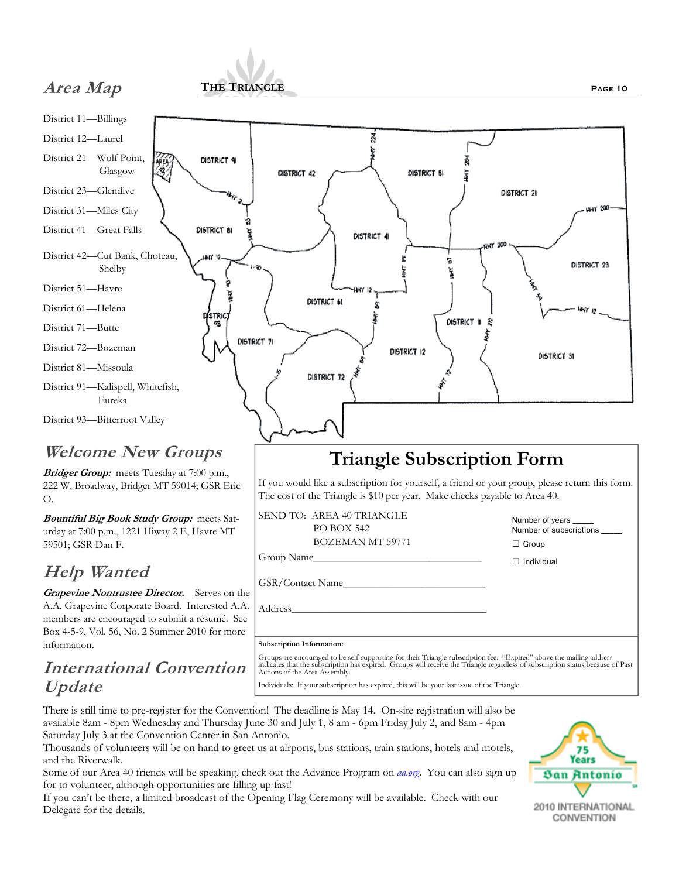## Area Map

District 11—Billings

District 12—Laurel

District 21—Wolf Point, Glasgow

District 23—Glendive

District 31—Miles City

District 41—Great Falls

District 42—Cut Bank, Choteau, Shelby

District 51—Havre

District 61—Helena

District 71—Butte

District 72—Bozeman

District 81—Missoula

District 91—Kalispell, Whitefish, Eureka

District 93—Bitterroot Valley

AREA 92
DISTRICT 91
DISTRICT 42
DISTRICT 51
DISTRICT 21
DISTRICT 81
DISTRICT 41
DISTRICT 23
DISTRICT 61
DISTRICT 93
DISTRICT 11
DISTRICT 71
DISTRICT 12
DISTRICT 31
DISTRICT 72
HWY 224
HWY 204
HWY 2
HWY 200
HWY 93
HWY 12
I-90
HWY 89
HWY 87
HWY 59
HWY 287
HWY 212
I-15
HWY 72

## Welcome New Groups

***Bridger Group:*** meets Tuesday at 7:00 p.m., 222 W. Broadway, Bridger MT 59014; GSR Eric O.

***Bountiful Big Book Study Group:*** meets Saturday at 7:00 p.m., 1221 Hiway 2 E, Havre MT 59501; GSR Dan F.

## Help Wanted

***Grapevine Nontrustee Director.*** Serves on the A.A. Grapevine Corporate Board. Interested A.A. members are encouraged to submit a résumé. See Box 4-5-9, Vol. 56, No. 2 Summer 2010 for more information.

## Triangle Subscription Form

If you would like a subscription for yourself, a friend or your group, please return this form. The cost of the Triangle is $10 per year. Make checks payable to Area 40.

SEND TO: AREA 40 TRIANGLE
PO BOX 542
BOZEMAN MT 59771

Number of years _____
Number of subscriptions _____
☐ Group
☐ Individual

Group Name________________________________

GSR/Contact Name___________________________

Address_____________________________________

**Subscription Information:**

Groups are encouraged to be self-supporting for their Triangle subscription fee. "Expired" above the mailing address indicates that the subscription has expired. Groups will receive the Triangle regardless of subscription status because of Past Actions of the Area Assembly.

Individuals: If your subscription has expired, this will be your last issue of the Triangle.

## International Convention Update

There is still time to pre-register for the Convention! The deadline is May 14. On-site registration will also be available 8am - 8pm Wednesday and Thursday June 30 and July 1, 8 am - 6pm Friday July 2, and 8am - 4pm Saturday July 3 at the Convention Center in San Antonio.

Thousands of volunteers will be on hand to greet us at airports, bus stations, train stations, hotels and motels, and the Riverwalk.

Some of our Area 40 friends will be speaking, check out the Advance Program on *aa.org*. You can also sign up for to volunteer, although opportunities are filling up fast!

If you can't be there, a limited broadcast of the Opening Flag Ceremony will be available. Check with our Delegate for the details.

75 Years San Antonio
2010 INTERNATIONAL CONVENTION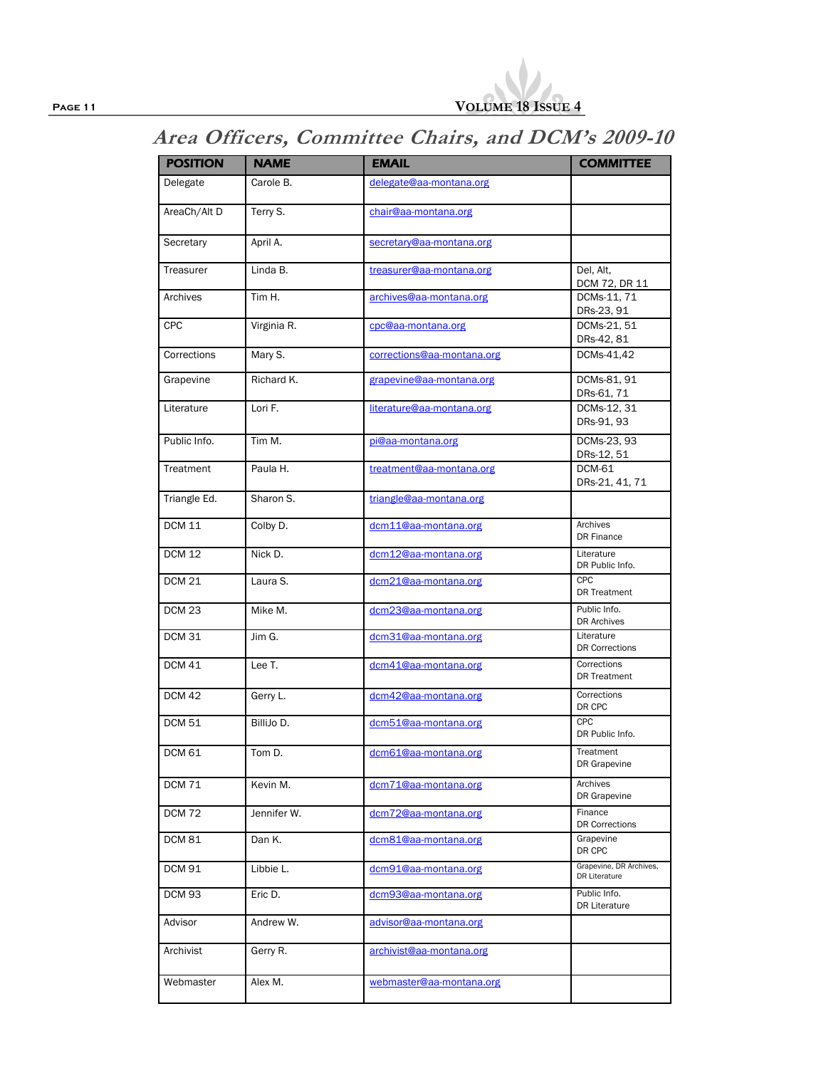## Area Officers, Committee Chairs, and DCM's 2009-10

| POSITION | NAME | EMAIL | COMMITTEE |
|---|---|---|---|
| Delegate | Carole B. | delegate@aa-montana.org | |
| AreaCh/Alt D | Terry S. | chair@aa-montana.org | |
| Secretary | April A. | secretary@aa-montana.org | |
| Treasurer | Linda B. | treasurer@aa-montana.org | Del, Alt, DCM 72, DR 11 |
| Archives | Tim H. | archives@aa-montana.org | DCMs-11, 71 DRs-23, 91 |
| CPC | Virginia R. | cpc@aa-montana.org | DCMs-21, 51 DRs-42, 81 |
| Corrections | Mary S. | corrections@aa-montana.org | DCMs-41,42 |
| Grapevine | Richard K. | grapevine@aa-montana.org | DCMs-81, 91 DRs-61, 71 |
| Literature | Lori F. | literature@aa-montana.org | DCMs-12, 31 DRs-91, 93 |
| Public Info. | Tim M. | pi@aa-montana.org | DCMs-23, 93 DRs-12, 51 |
| Treatment | Paula H. | treatment@aa-montana.org | DCM-61 DRs-21, 41, 71 |
| Triangle Ed. | Sharon S. | triangle@aa-montana.org | |
| DCM 11 | Colby D. | dcm11@aa-montana.org | Archives DR Finance |
| DCM 12 | Nick D. | dcm12@aa-montana.org | Literature DR Public Info. |
| DCM 21 | Laura S. | dcm21@aa-montana.org | CPC DR Treatment |
| DCM 23 | Mike M. | dcm23@aa-montana.org | Public Info. DR Archives |
| DCM 31 | Jim G. | dcm31@aa-montana.org | Literature DR Corrections |
| DCM 41 | Lee T. | dcm41@aa-montana.org | Corrections DR Treatment |
| DCM 42 | Gerry L. | dcm42@aa-montana.org | Corrections DR CPC |
| DCM 51 | BilliJo D. | dcm51@aa-montana.org | CPC DR Public Info. |
| DCM 61 | Tom D. | dcm61@aa-montana.org | Treatment DR Grapevine |
| DCM 71 | Kevin M. | dcm71@aa-montana.org | Archives DR Grapevine |
| DCM 72 | Jennifer W. | dcm72@aa-montana.org | Finance DR Corrections |
| DCM 81 | Dan K. | dcm81@aa-montana.org | Grapevine DR CPC |
| DCM 91 | Libbie L. | dcm91@aa-montana.org | Grapevine, DR Archives, DR Literature |
| DCM 93 | Eric D. | dcm93@aa-montana.org | Public Info. DR Literature |
| Advisor | Andrew W. | advisor@aa-montana.org | |
| Archivist | Gerry R. | archivist@aa-montana.org | |
| Webmaster | Alex M. | webmaster@aa-montana.org | |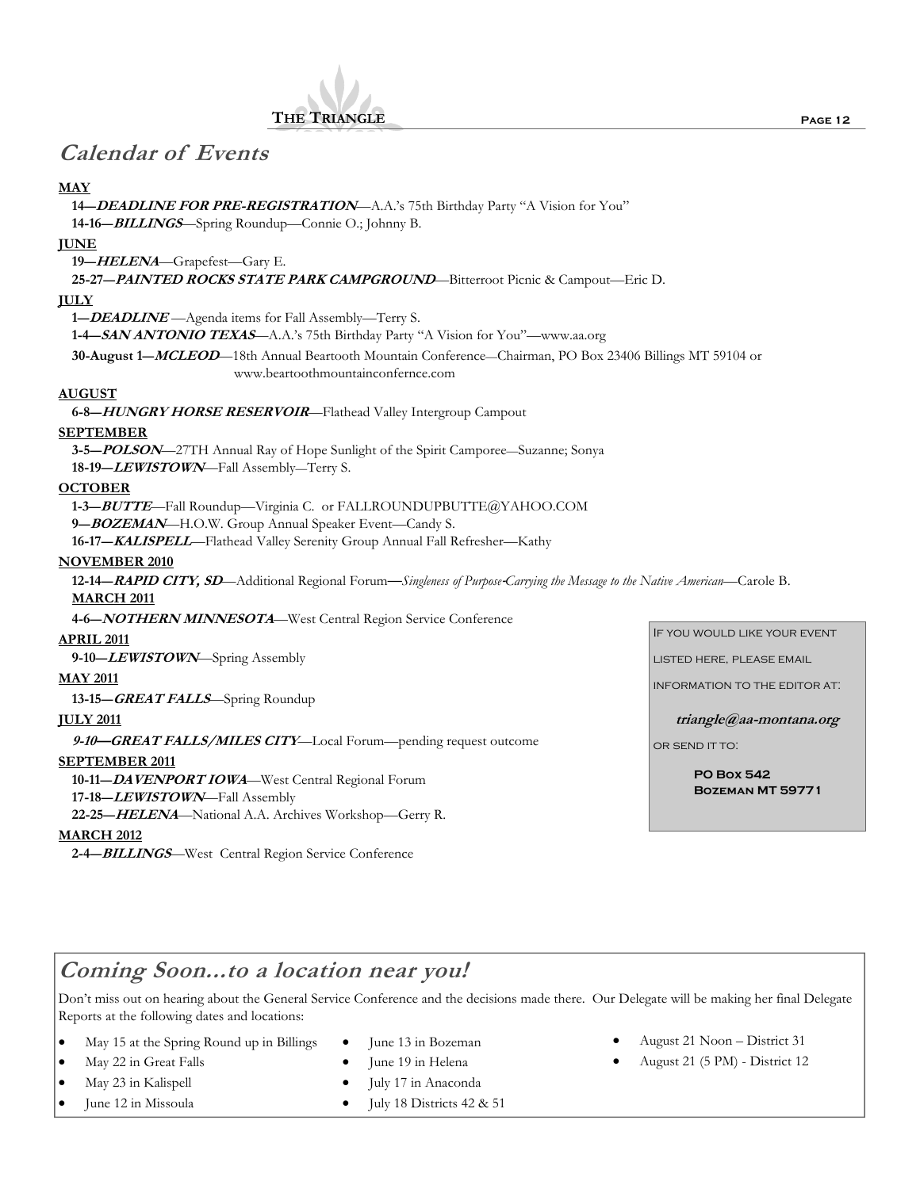## Calendar of Events

**MAY**

**14—*DEADLINE FOR PRE-REGISTRATION***—A.A.'s 75th Birthday Party "A Vision for You"
**14-16—*BILLINGS***—Spring Roundup—Connie O.; Johnny B.

**JUNE**

**19—*HELENA***—Grapefest—Gary E.
**25-27—*PAINTED ROCKS STATE PARK CAMPGROUND***—Bitterroot Picnic & Campout—Eric D.

**JULY**

**1—*DEADLINE*** —Agenda items for Fall Assembly—Terry S.
**1-4—*SAN ANTONIO TEXAS***—A.A.'s 75th Birthday Party "A Vision for You"—www.aa.org
**30-August 1—*MCLEOD***—18th Annual Beartooth Mountain Conference—Chairman, PO Box 23406 Billings MT 59104 or www.beartoothmountainconfernce.com

**AUGUST**

**6-8—*HUNGRY HORSE RESERVOIR***—Flathead Valley Intergroup Campout

**SEPTEMBER**

**3-5—*POLSON***—27TH Annual Ray of Hope Sunlight of the Spirit Camporee—Suzanne; Sonya
**18-19—*LEWISTOWN***—Fall Assembly—Terry S.

**OCTOBER**

**1-3—*BUTTE***—Fall Roundup—Virginia C. or FALLROUNDUPBUTTE@YAHOO.COM
**9—*BOZEMAN***—H.O.W. Group Annual Speaker Event—Candy S.
**16-17—*KALISPELL***—Flathead Valley Serenity Group Annual Fall Refresher—Kathy

**NOVEMBER 2010**

**12-14—*RAPID CITY, SD***—Additional Regional Forum—*Singleness of Purpose-Carrying the Message to the Native American*—Carole B.

**MARCH 2011**

**4-6—*NOTHERN MINNESOTA***—West Central Region Service Conference

**APRIL 2011**

**9-10—*LEWISTOWN***—Spring Assembly

**MAY 2011**

**13-15—*GREAT FALLS***—Spring Roundup

**JULY 2011**

***9-10—GREAT FALLS/MILES CITY***—Local Forum—pending request outcome

**SEPTEMBER 2011**

**10-11—*DAVENPORT IOWA***—West Central Regional Forum
**17-18—*LEWISTOWN***—Fall Assembly
**22-25—*HELENA***—National A.A. Archives Workshop—Gerry R.

**MARCH 2012**

**2-4—*BILLINGS***—West Central Region Service Conference

If you would like your event listed here, please email information to the editor at:

***triangle@aa-montana.org***

or send it to:

**PO Box 542**
**Bozeman MT 59771**

## *Coming Soon…to a location near you!*

Don't miss out on hearing about the General Service Conference and the decisions made there. Our Delegate will be making her final Delegate Reports at the following dates and locations:

- May 15 at the Spring Round up in Billings
- May 22 in Great Falls
- May 23 in Kalispell
- June 12 in Missoula
- June 13 in Bozeman
- June 19 in Helena
- July 17 in Anaconda
- July 18 Districts 42 & 51
- August 21 Noon – District 31
- August 21 (5 PM) - District 12